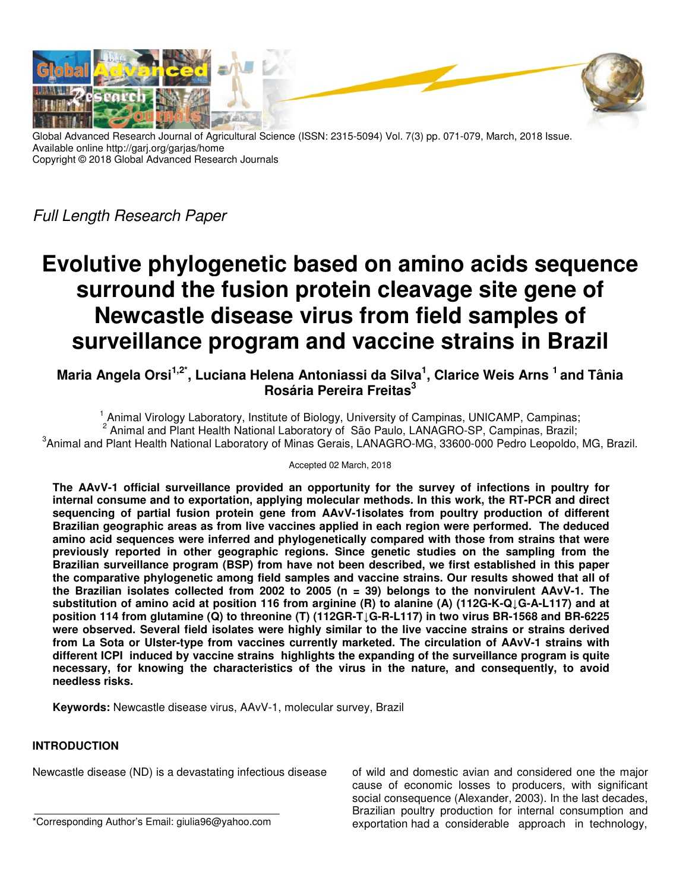Global Advanced Research Journal of Agricultural Science (ISSN: 2315-5094) Vol. 7(3) pp. 071-079, March, 2018 Issue.
Available online http://garj.org/garjas/home
Copyright © 2018 Global Advanced Research Journals

*Full Length Research Paper*

# Evolutive phylogenetic based on amino acids sequence surround the fusion protein cleavage site gene of Newcastle disease virus from field samples of surveillance program and vaccine strains in Brazil

**Maria Angela Orsi[1,2*], Luciana Helena Antoniassi da Silva[1], Clarice Weis Arns [1] and Tânia Rosária Pereira Freitas[3]**

[1] Animal Virology Laboratory, Institute of Biology, University of Campinas, UNICAMP, Campinas;
[2] Animal and Plant Health National Laboratory of São Paulo, LANAGRO-SP, Campinas, Brazil;
[3] Animal and Plant Health National Laboratory of Minas Gerais, LANAGRO-MG, 33600-000 Pedro Leopoldo, MG, Brazil.

Accepted 02 March, 2018

**The AAvV-1 official surveillance provided an opportunity for the survey of infections in poultry for internal consume and to exportation, applying molecular methods. In this work, the RT-PCR and direct sequencing of partial fusion protein gene from AAvV-1isolates from poultry production of different Brazilian geographic areas as from live vaccines applied in each region were performed. The deduced amino acid sequences were inferred and phylogenetically compared with those from strains that were previously reported in other geographic regions. Since genetic studies on the sampling from the Brazilian surveillance program (BSP) from have not been described, we first established in this paper the comparative phylogenetic among field samples and vaccine strains. Our results showed that all of the Brazilian isolates collected from 2002 to 2005 (n = 39) belongs to the nonvirulent AAvV-1. The substitution of amino acid at position 116 from arginine (R) to alanine (A) (112G-K-Q↓G-A-L117) and at position 114 from glutamine (Q) to threonine (T) (112GR-T↓G-R-L117) in two virus BR-1568 and BR-6225 were observed. Several field isolates were highly similar to the live vaccine strains or strains derived from La Sota or Ulster-type from vaccines currently marketed. The circulation of AAvV-1 strains with different ICPI induced by vaccine strains highlights the expanding of the surveillance program is quite necessary, for knowing the characteristics of the virus in the nature, and consequently, to avoid needless risks.**

**Keywords:** Newcastle disease virus, AAvV-1, molecular survey, Brazil

## INTRODUCTION

Newcastle disease (ND) is a devastating infectious disease of wild and domestic avian and considered one the major cause of economic losses to producers, with significant social consequence (Alexander, 2003). In the last decades, Brazilian poultry production for internal consumption and exportation had a considerable approach in technology,

*Corresponding Author's Email: giulia96@yahoo.com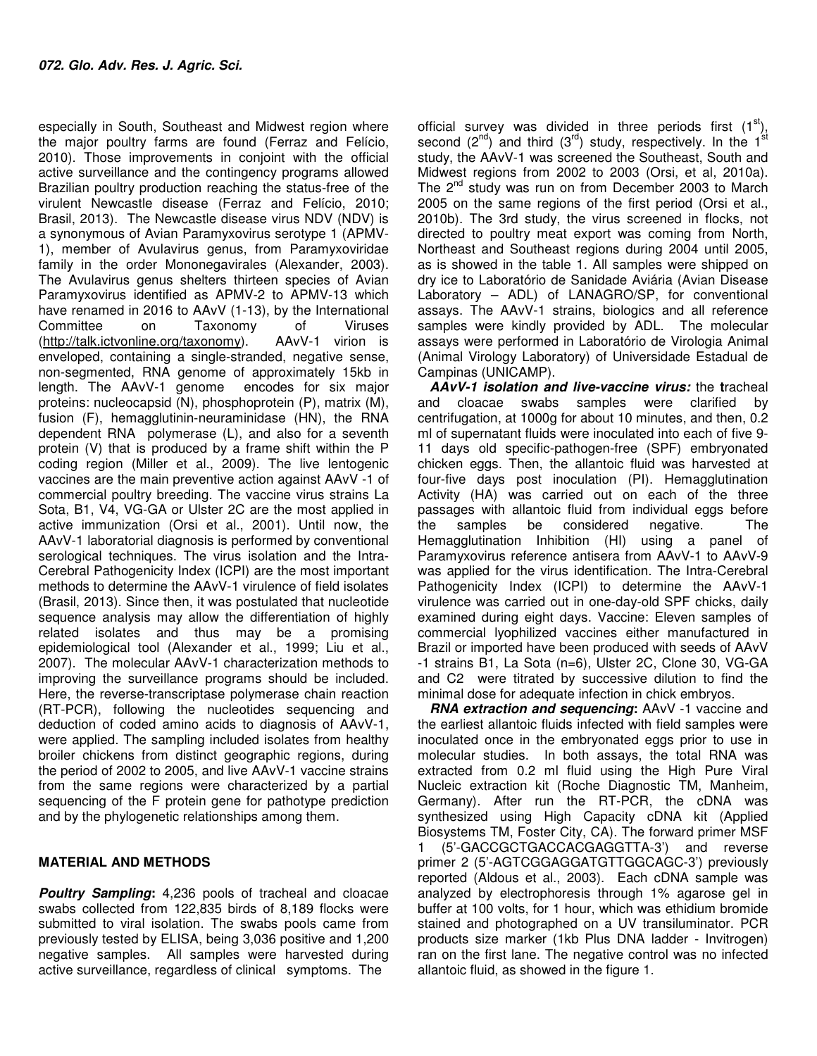especially in South, Southeast and Midwest region where the major poultry farms are found (Ferraz and Felício, 2010). Those improvements in conjoint with the official active surveillance and the contingency programs allowed Brazilian poultry production reaching the status-free of the virulent Newcastle disease (Ferraz and Felício, 2010; Brasil, 2013). The Newcastle disease virus NDV (NDV) is a synonymous of Avian Paramyxovirus serotype 1 (APMV-1), member of Avulavirus genus, from Paramyxoviridae family in the order Mononegavirales (Alexander, 2003). The Avulavirus genus shelters thirteen species of Avian Paramyxovirus identified as APMV-2 to APMV-13 which have renamed in 2016 to AAvV (1-13), by the International Committee on Taxonomy of Viruses (http://talk.ictvonline.org/taxonomy). AAvV-1 virion is enveloped, containing a single-stranded, negative sense, non-segmented, RNA genome of approximately 15kb in length. The AAvV-1 genome encodes for six major proteins: nucleocapsid (N), phosphoprotein (P), matrix (M), fusion (F), hemagglutinin-neuraminidase (HN), the RNA dependent RNA polymerase (L), and also for a seventh protein (V) that is produced by a frame shift within the P coding region (Miller et al., 2009). The live lentogenic vaccines are the main preventive action against AAvV -1 of commercial poultry breeding. The vaccine virus strains La Sota, B1, V4, VG-GA or Ulster 2C are the most applied in active immunization (Orsi et al., 2001). Until now, the AAvV-1 laboratorial diagnosis is performed by conventional serological techniques. The virus isolation and the Intra-Cerebral Pathogenicity Index (ICPI) are the most important methods to determine the AAvV-1 virulence of field isolates (Brasil, 2013). Since then, it was postulated that nucleotide sequence analysis may allow the differentiation of highly related isolates and thus may be a promising epidemiological tool (Alexander et al., 1999; Liu et al., 2007). The molecular AAvV-1 characterization methods to improving the surveillance programs should be included. Here, the reverse-transcriptase polymerase chain reaction (RT-PCR), following the nucleotides sequencing and deduction of coded amino acids to diagnosis of AAvV-1, were applied. The sampling included isolates from healthy broiler chickens from distinct geographic regions, during the period of 2002 to 2005, and live AAvV-1 vaccine strains from the same regions were characterized by a partial sequencing of the F protein gene for pathotype prediction and by the phylogenetic relationships among them.

## MATERIAL AND METHODS

***Poultry Sampling*:** 4,236 pools of tracheal and cloacae swabs collected from 122,835 birds of 8,189 flocks were submitted to viral isolation. The swabs pools came from previously tested by ELISA, being 3,036 positive and 1,200 negative samples. All samples were harvested during active surveillance, regardless of clinical symptoms. The official survey was divided in three periods first (1[st]), second (2[nd]) and third (3[rd]) study, respectively. In the 1[st] study, the AAvV-1 was screened the Southeast, South and Midwest regions from 2002 to 2003 (Orsi, et al, 2010a). The 2[nd] study was run on from December 2003 to March 2005 on the same regions of the first period (Orsi et al., 2010b). The 3rd study, the virus screened in flocks, not directed to poultry meat export was coming from North, Northeast and Southeast regions during 2004 until 2005, as is showed in the table 1. All samples were shipped on dry ice to Laboratório de Sanidade Aviária (Avian Disease Laboratory – ADL) of LANAGRO/SP, for conventional assays. The AAvV-1 strains, biologics and all reference samples were kindly provided by ADL. The molecular assays were performed in Laboratório de Virologia Animal (Animal Virology Laboratory) of Universidade Estadual de Campinas (UNICAMP).

***AAvV-1 isolation and live-vaccine virus:*** the tracheal and cloacae swabs samples were clarified by centrifugation, at 1000g for about 10 minutes, and then, 0.2 ml of supernatant fluids were inoculated into each of five 9-11 days old specific-pathogen-free (SPF) embryonated chicken eggs. Then, the allantoic fluid was harvested at four-five days post inoculation (PI). Hemagglutination Activity (HA) was carried out on each of the three passages with allantoic fluid from individual eggs before the samples be considered negative. The Hemagglutination Inhibition (HI) using a panel of Paramyxovirus reference antisera from AAvV-1 to AAvV-9 was applied for the virus identification. The Intra-Cerebral Pathogenicity Index (ICPI) to determine the AAvV-1 virulence was carried out in one-day-old SPF chicks, daily examined during eight days. Vaccine: Eleven samples of commercial lyophilized vaccines either manufactured in Brazil or imported have been produced with seeds of AAvV -1 strains B1, La Sota (n=6), Ulster 2C, Clone 30, VG-GA and C2 were titrated by successive dilution to find the minimal dose for adequate infection in chick embryos.

***RNA extraction and sequencing*:** AAvV -1 vaccine and the earliest allantoic fluids infected with field samples were inoculated once in the embryonated eggs prior to use in molecular studies. In both assays, the total RNA was extracted from 0.2 ml fluid using the High Pure Viral Nucleic extraction kit (Roche Diagnostic TM, Manheim, Germany). After run the RT-PCR, the cDNA was synthesized using High Capacity cDNA kit (Applied Biosystems TM, Foster City, CA). The forward primer MSF 1 (5'-GACCGCTGACCACGAGGTTA-3') and reverse primer 2 (5'-AGTCGGAGGATGTTGGCAGC-3') previously reported (Aldous et al., 2003). Each cDNA sample was analyzed by electrophoresis through 1% agarose gel in buffer at 100 volts, for 1 hour, which was ethidium bromide stained and photographed on a UV transiluminator. PCR products size marker (1kb Plus DNA ladder - Invitrogen) ran on the first lane. The negative control was no infected allantoic fluid, as showed in the figure 1.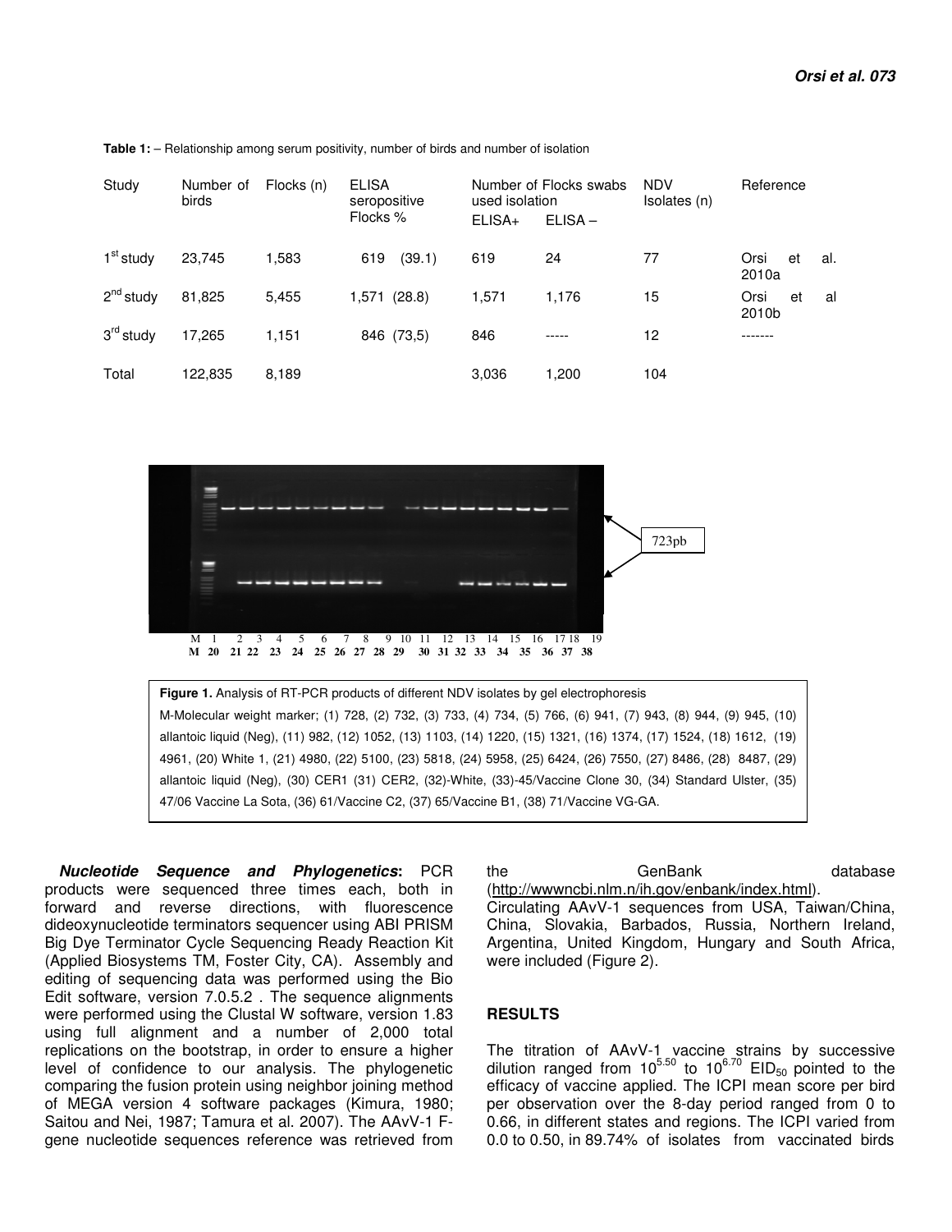**Table 1:** – Relationship among serum positivity, number of birds and number of isolation

| Study | Number of birds | Flocks (n) | ELISA seropositive Flocks % | Number of Flocks swabs used isolation | | NDV Isolates (n) | Reference |
|---|---|---|---|---|---|---|---|
| | | | | ELISA+ | ELISA – | | |
| 1st study | 23,745 | 1,583 | 619 (39.1) | 619 | 24 | 77 | Orsi et al. 2010a |
| 2nd study | 81,825 | 5,455 | 1,571 (28.8) | 1,571 | 1,176 | 15 | Orsi et al 2010b |
| 3rd study | 17,265 | 1,151 | 846 (73,5) | 846 | ----- | 12 | ------- |
| Total | 122,835 | 8,189 | | 3,036 | 1,200 | 104 | |

723pb

M 1 2 3 4 5 6 7 8 9 10 11 12 13 14 15 16 17 18 19
M 20 21 22 23 24 25 26 27 28 29 30 31 32 33 34 35 36 37 38

**Figure 1.** Analysis of RT-PCR products of different NDV isolates by gel electrophoresis
M-Molecular weight marker; (1) 728, (2) 732, (3) 733, (4) 734, (5) 766, (6) 941, (7) 943, (8) 944, (9) 945, (10) allantoic liquid (Neg), (11) 982, (12) 1052, (13) 1103, (14) 1220, (15) 1321, (16) 1374, (17) 1524, (18) 1612, (19) 4961, (20) White 1, (21) 4980, (22) 5100, (23) 5818, (24) 5958, (25) 6424, (26) 7550, (27) 8486, (28) 8487, (29) allantoic liquid (Neg), (30) CER1 (31) CER2, (32)-White, (33)-45/Vaccine Clone 30, (34) Standard Ulster, (35) 47/06 Vaccine La Sota, (36) 61/Vaccine C2, (37) 65/Vaccine B1, (38) 71/Vaccine VG-GA.

***Nucleotide Sequence and Phylogenetics*:** PCR products were sequenced three times each, both in forward and reverse directions, with fluorescence dideoxynucleotide terminators sequencer using ABI PRISM Big Dye Terminator Cycle Sequencing Ready Reaction Kit (Applied Biosystems TM, Foster City, CA). Assembly and editing of sequencing data was performed using the Bio Edit software, version 7.0.5.2 . The sequence alignments were performed using the Clustal W software, version 1.83 using full alignment and a number of 2,000 total replications on the bootstrap, in order to ensure a higher level of confidence to our analysis. The phylogenetic comparing the fusion protein using neighbor joining method of MEGA version 4 software packages (Kimura, 1980; Saitou and Nei, 1987; Tamura et al. 2007). The AAvV-1 F-gene nucleotide sequences reference was retrieved from the GenBank database (http://wwwncbi.nlm.n/ih.gov/enbank/index.html).
Circulating AAvV-1 sequences from USA, Taiwan/China, China, Slovakia, Barbados, Russia, Northern Ireland, Argentina, United Kingdom, Hungary and South Africa, were included (Figure 2).

## RESULTS

The titration of AAvV-1 vaccine strains by successive dilution ranged from $10^{5.50}$ to $10^{6.70}$ $EID_{50}$ pointed to the efficacy of vaccine applied. The ICPI mean score per bird per observation over the 8-day period ranged from 0 to 0.66, in different states and regions. The ICPI varied from 0.0 to 0.50, in 89.74% of isolates from vaccinated birds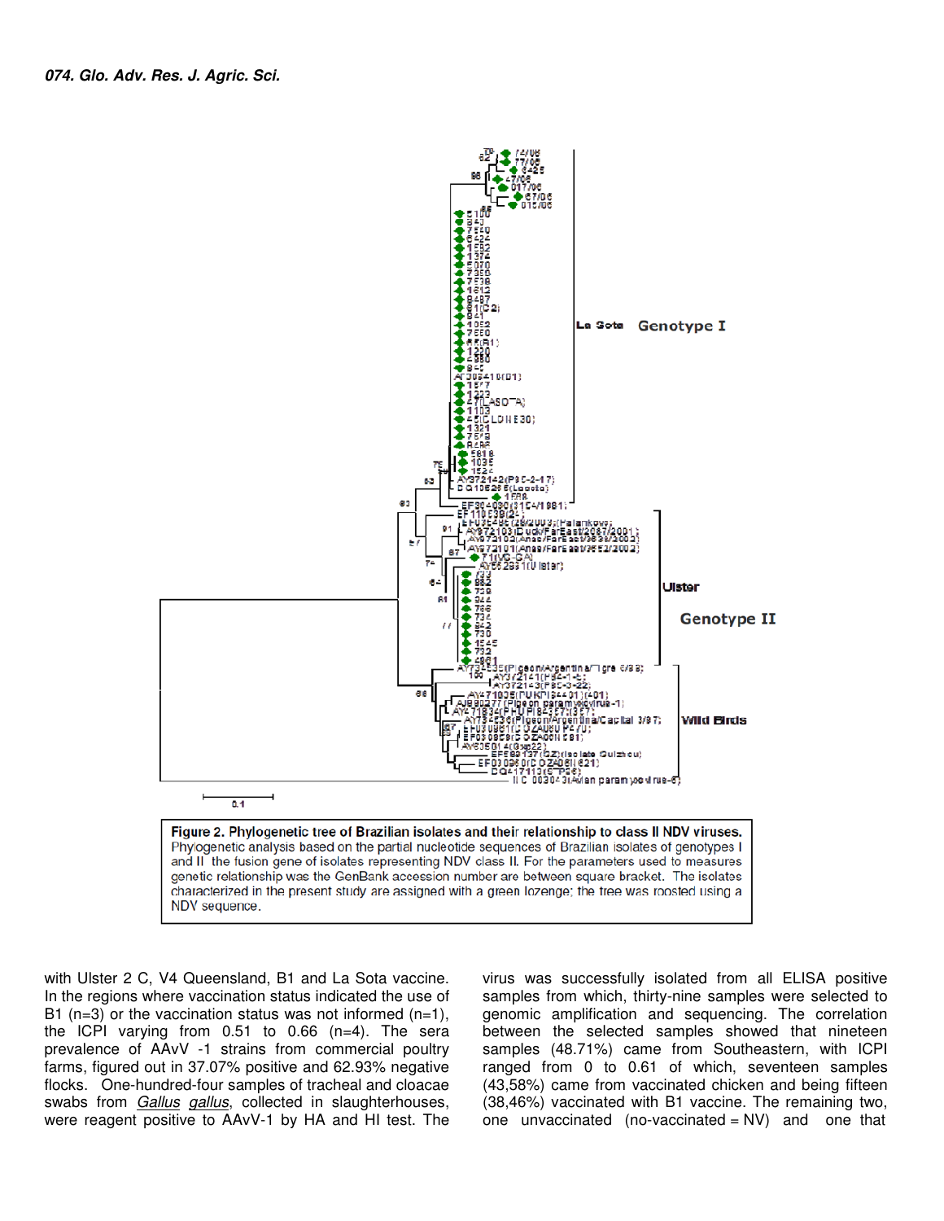**Figure 2. Phylogenetic tree of Brazilian isolates and their relationship to class II NDV viruses.** Phylogenetic analysis based on the partial nucleotide sequences of Brazilian isolates of genotypes I and II the fusion gene of isolates representing NDV class II. For the parameters used to measures genetic relationship was the GenBank accession number are between square bracket. The isolates characterized in the present study are assigned with a green lozenge; the tree was roosted using a NDV sequence.

with Ulster 2 C, V4 Queensland, B1 and La Sota vaccine. In the regions where vaccination status indicated the use of B1 (n=3) or the vaccination status was not informed (n=1), the ICPI varying from 0.51 to 0.66 (n=4). The sera prevalence of AAvV -1 strains from commercial poultry farms, figured out in 37.07% positive and 62.93% negative flocks. One-hundred-four samples of tracheal and cloacae swabs from *Gallus gallus*, collected in slaughterhouses, were reagent positive to AAvV-1 by HA and HI test. The virus was successfully isolated from all ELISA positive samples from which, thirty-nine samples were selected to genomic amplification and sequencing. The correlation between the selected samples showed that nineteen samples (48.71%) came from Southeastern, with ICPI ranged from 0 to 0.61 of which, seventeen samples (43,58%) came from vaccinated chicken and being fifteen (38,46%) vaccinated with B1 vaccine. The remaining two, one unvaccinated (no-vaccinated = NV) and one that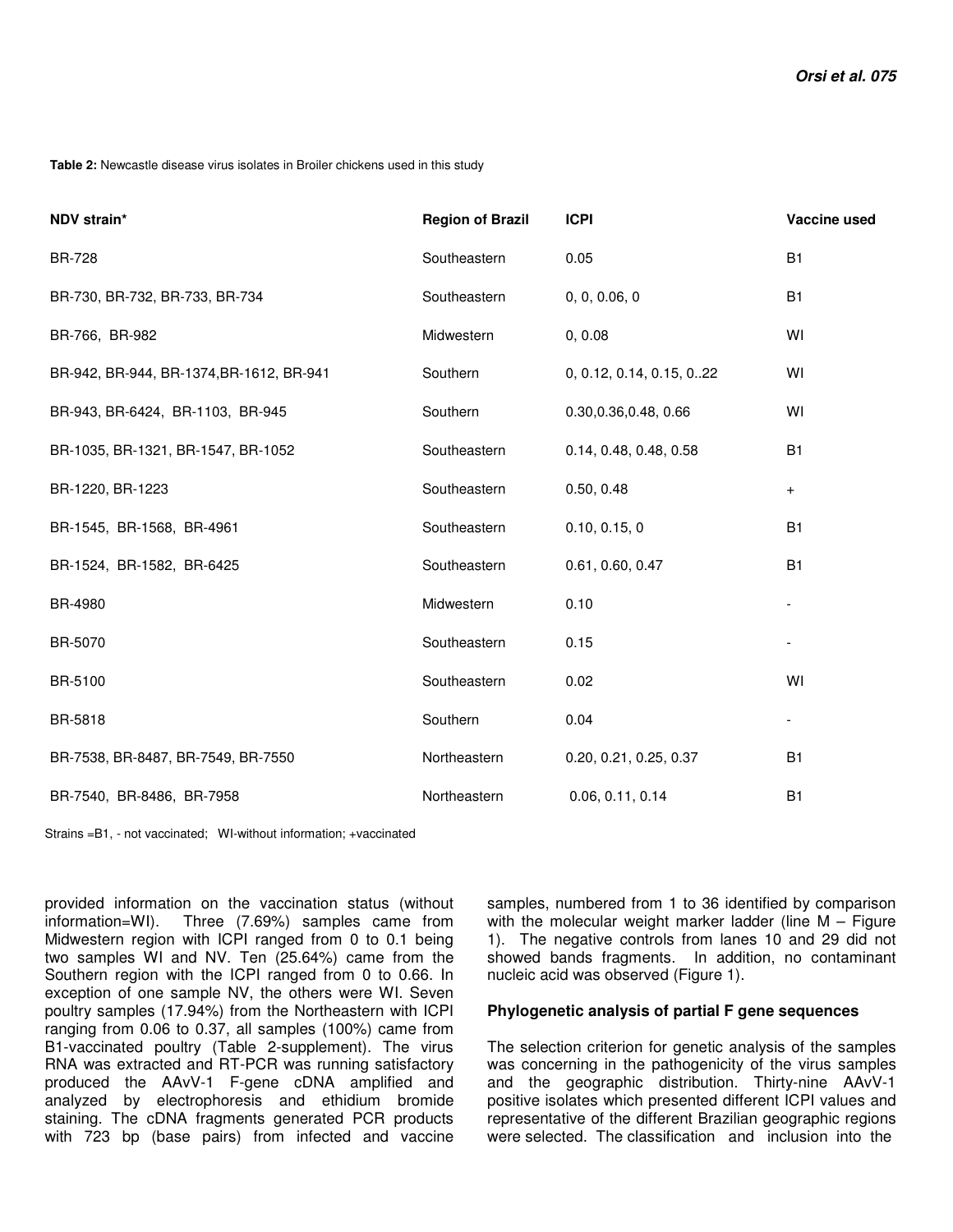**Table 2:** Newcastle disease virus isolates in Broiler chickens used in this study

| NDV strain* | Region of Brazil | ICPI | Vaccine used |
|---|---|---|---|
| BR-728 | Southeastern | 0.05 | B1 |
| BR-730, BR-732, BR-733, BR-734 | Southeastern | 0, 0, 0.06, 0 | B1 |
| BR-766, BR-982 | Midwestern | 0, 0.08 | WI |
| BR-942, BR-944, BR-1374,BR-1612, BR-941 | Southern | 0, 0.12, 0.14, 0.15, 0..22 | WI |
| BR-943, BR-6424, BR-1103, BR-945 | Southern | 0.30,0.36,0.48, 0.66 | WI |
| BR-1035, BR-1321, BR-1547, BR-1052 | Southeastern | 0.14, 0.48, 0.48, 0.58 | B1 |
| BR-1220, BR-1223 | Southeastern | 0.50, 0.48 | + |
| BR-1545, BR-1568, BR-4961 | Southeastern | 0.10, 0.15, 0 | B1 |
| BR-1524, BR-1582, BR-6425 | Southeastern | 0.61, 0.60, 0.47 | B1 |
| BR-4980 | Midwestern | 0.10 | - |
| BR-5070 | Southeastern | 0.15 | - |
| BR-5100 | Southeastern | 0.02 | WI |
| BR-5818 | Southern | 0.04 | - |
| BR-7538, BR-8487, BR-7549, BR-7550 | Northeastern | 0.20, 0.21, 0.25, 0.37 | B1 |
| BR-7540, BR-8486, BR-7958 | Northeastern | 0.06, 0.11, 0.14 | B1 |

Strains =B1, - not vaccinated; WI-without information; +vaccinated

provided information on the vaccination status (without information=WI). Three (7.69%) samples came from Midwestern region with ICPI ranged from 0 to 0.1 being two samples WI and NV. Ten (25.64%) came from the Southern region with the ICPI ranged from 0 to 0.66. In exception of one sample NV, the others were WI. Seven poultry samples (17.94%) from the Northeastern with ICPI ranging from 0.06 to 0.37, all samples (100%) came from B1-vaccinated poultry (Table 2-supplement). The virus RNA was extracted and RT-PCR was running satisfactory produced the AAvV-1 F-gene cDNA amplified and analyzed by electrophoresis and ethidium bromide staining. The cDNA fragments generated PCR products with 723 bp (base pairs) from infected and vaccine samples, numbered from 1 to 36 identified by comparison with the molecular weight marker ladder (line M – Figure 1). The negative controls from lanes 10 and 29 did not showed bands fragments. In addition, no contaminant nucleic acid was observed (Figure 1).

## Phylogenetic analysis of partial F gene sequences

The selection criterion for genetic analysis of the samples was concerning in the pathogenicity of the virus samples and the geographic distribution. Thirty-nine AAvV-1 positive isolates which presented different ICPI values and representative of the different Brazilian geographic regions were selected. The classification and inclusion into the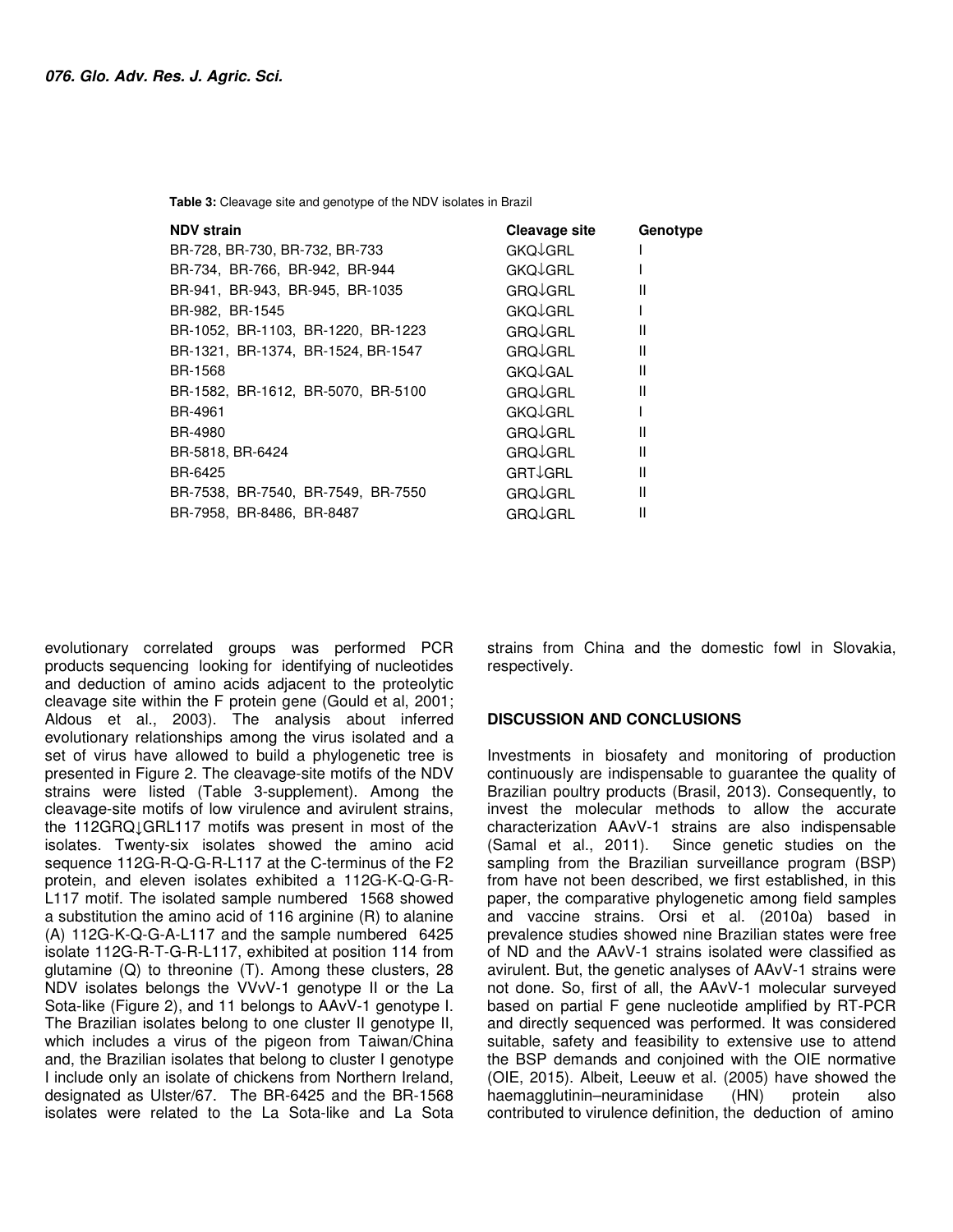**Table 3:** Cleavage site and genotype of the NDV isolates in Brazil

| NDV strain | Cleavage site | Genotype |
|---|---|---|
| BR-728, BR-730, BR-732, BR-733 | GKQ↓GRL | I |
| BR-734, BR-766, BR-942, BR-944 | GKQ↓GRL | I |
| BR-941, BR-943, BR-945, BR-1035 | GRQ↓GRL | II |
| BR-982, BR-1545 | GKQ↓GRL | I |
| BR-1052, BR-1103, BR-1220, BR-1223 | GRQ↓GRL | II |
| BR-1321, BR-1374, BR-1524, BR-1547 | GRQ↓GRL | II |
| BR-1568 | GKQ↓GAL | II |
| BR-1582, BR-1612, BR-5070, BR-5100 | GRQ↓GRL | II |
| BR-4961 | GKQ↓GRL | I |
| BR-4980 | GRQ↓GRL | II |
| BR-5818, BR-6424 | GRQ↓GRL | II |
| BR-6425 | GRT↓GRL | II |
| BR-7538, BR-7540, BR-7549, BR-7550 | GRQ↓GRL | II |
| BR-7958, BR-8486, BR-8487 | GRQ↓GRL | II |

evolutionary correlated groups was performed PCR products sequencing looking for identifying of nucleotides and deduction of amino acids adjacent to the proteolytic cleavage site within the F protein gene (Gould et al, 2001; Aldous et al., 2003). The analysis about inferred evolutionary relationships among the virus isolated and a set of virus have allowed to build a phylogenetic tree is presented in Figure 2. The cleavage-site motifs of the NDV strains were listed (Table 3-supplement). Among the cleavage-site motifs of low virulence and avirulent strains, the 112GRQ↓GRL117 motifs was present in most of the isolates. Twenty-six isolates showed the amino acid sequence 112G-R-Q-G-R-L117 at the C-terminus of the F2 protein, and eleven isolates exhibited a 112G-K-Q-G-R-L117 motif. The isolated sample numbered 1568 showed a substitution the amino acid of 116 arginine (R) to alanine (A) 112G-K-Q-G-A-L117 and the sample numbered 6425 isolate 112G-R-T-G-R-L117, exhibited at position 114 from glutamine (Q) to threonine (T). Among these clusters, 28 NDV isolates belongs the VVvV-1 genotype II or the La Sota-like (Figure 2), and 11 belongs to AAvV-1 genotype I. The Brazilian isolates belong to one cluster II genotype II, which includes a virus of the pigeon from Taiwan/China and, the Brazilian isolates that belong to cluster I genotype I include only an isolate of chickens from Northern Ireland, designated as Ulster/67. The BR-6425 and the BR-1568 isolates were related to the La Sota-like and La Sota strains from China and the domestic fowl in Slovakia, respectively.

## DISCUSSION AND CONCLUSIONS

Investments in biosafety and monitoring of production continuously are indispensable to guarantee the quality of Brazilian poultry products (Brasil, 2013). Consequently, to invest the molecular methods to allow the accurate characterization AAvV-1 strains are also indispensable (Samal et al., 2011). Since genetic studies on the sampling from the Brazilian surveillance program (BSP) from have not been described, we first established, in this paper, the comparative phylogenetic among field samples and vaccine strains. Orsi et al. (2010a) based in prevalence studies showed nine Brazilian states were free of ND and the AAvV-1 strains isolated were classified as avirulent. But, the genetic analyses of AAvV-1 strains were not done. So, first of all, the AAvV-1 molecular surveyed based on partial F gene nucleotide amplified by RT-PCR and directly sequenced was performed. It was considered suitable, safety and feasibility to extensive use to attend the BSP demands and conjoined with the OIE normative (OIE, 2015). Albeit, Leeuw et al. (2005) have showed the haemagglutinin–neuraminidase (HN) protein also contributed to virulence definition, the deduction of amino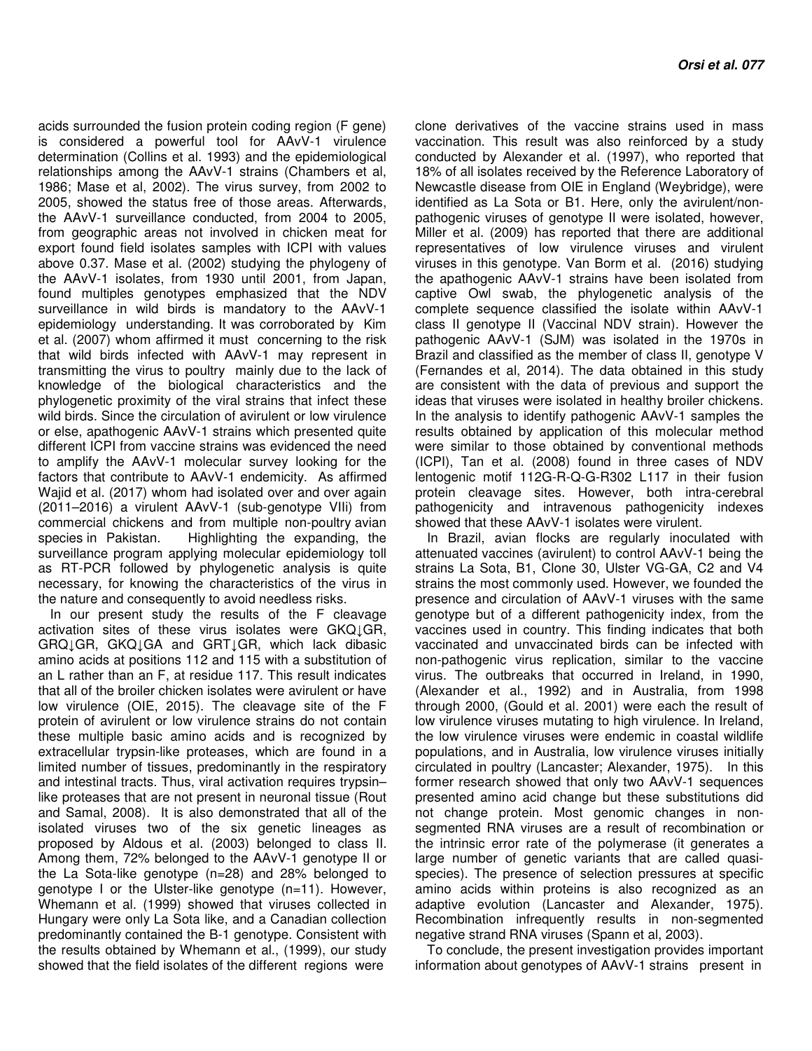acids surrounded the fusion protein coding region (F gene) is considered a powerful tool for AAvV-1 virulence determination (Collins et al. 1993) and the epidemiological relationships among the AAvV-1 strains (Chambers et al, 1986; Mase et al, 2002). The virus survey, from 2002 to 2005, showed the status free of those areas. Afterwards, the AAvV-1 surveillance conducted, from 2004 to 2005, from geographic areas not involved in chicken meat for export found field isolates samples with ICPI with values above 0.37. Mase et al. (2002) studying the phylogeny of the AAvV-1 isolates, from 1930 until 2001, from Japan, found multiples genotypes emphasized that the NDV surveillance in wild birds is mandatory to the AAvV-1 epidemiology understanding. It was corroborated by Kim et al. (2007) whom affirmed it must concerning to the risk that wild birds infected with AAvV-1 may represent in transmitting the virus to poultry mainly due to the lack of knowledge of the biological characteristics and the phylogenetic proximity of the viral strains that infect these wild birds. Since the circulation of avirulent or low virulence or else, apathogenic AAvV-1 strains which presented quite different ICPI from vaccine strains was evidenced the need to amplify the AAvV-1 molecular survey looking for the factors that contribute to AAvV-1 endemicity. As affirmed Wajid et al. (2017) whom had isolated over and over again (2011–2016) a virulent AAvV-1 (sub-genotype VIIi) from commercial chickens and from multiple non-poultry avian species in Pakistan. Highlighting the expanding, the surveillance program applying molecular epidemiology toll as RT-PCR followed by phylogenetic analysis is quite necessary, for knowing the characteristics of the virus in the nature and consequently to avoid needless risks.

In our present study the results of the F cleavage activation sites of these virus isolates were GKQ↓GR, GRQ↓GR, GKQ↓GA and GRT↓GR, which lack dibasic amino acids at positions 112 and 115 with a substitution of an L rather than an F, at residue 117. This result indicates that all of the broiler chicken isolates were avirulent or have low virulence (OIE, 2015). The cleavage site of the F protein of avirulent or low virulence strains do not contain these multiple basic amino acids and is recognized by extracellular trypsin-like proteases, which are found in a limited number of tissues, predominantly in the respiratory and intestinal tracts. Thus, viral activation requires trypsin–like proteases that are not present in neuronal tissue (Rout and Samal, 2008). It is also demonstrated that all of the isolated viruses two of the six genetic lineages as proposed by Aldous et al. (2003) belonged to class II. Among them, 72% belonged to the AAvV-1 genotype II or the La Sota-like genotype (n=28) and 28% belonged to genotype I or the Ulster-like genotype (n=11). However, Whemann et al. (1999) showed that viruses collected in Hungary were only La Sota like, and a Canadian collection predominantly contained the B-1 genotype. Consistent with the results obtained by Whemann et al., (1999), our study showed that the field isolates of the different regions were clone derivatives of the vaccine strains used in mass vaccination. This result was also reinforced by a study conducted by Alexander et al. (1997), who reported that 18% of all isolates received by the Reference Laboratory of Newcastle disease from OIE in England (Weybridge), were identified as La Sota or B1. Here, only the avirulent/non-pathogenic viruses of genotype II were isolated, however, Miller et al. (2009) has reported that there are additional representatives of low virulence viruses and virulent viruses in this genotype. Van Borm et al. (2016) studying the apathogenic AAvV-1 strains have been isolated from captive Owl swab, the phylogenetic analysis of the complete sequence classified the isolate within AAvV-1 class II genotype II (Vaccinal NDV strain). However the pathogenic AAvV-1 (SJM) was isolated in the 1970s in Brazil and classified as the member of class II, genotype V (Fernandes et al, 2014). The data obtained in this study are consistent with the data of previous and support the ideas that viruses were isolated in healthy broiler chickens. In the analysis to identify pathogenic AAvV-1 samples the results obtained by application of this molecular method were similar to those obtained by conventional methods (ICPI), Tan et al. (2008) found in three cases of NDV lentogenic motif 112G-R-Q-G-R302 L117 in their fusion protein cleavage sites. However, both intra-cerebral pathogenicity and intravenous pathogenicity indexes showed that these AAvV-1 isolates were virulent.

In Brazil, avian flocks are regularly inoculated with attenuated vaccines (avirulent) to control AAvV-1 being the strains La Sota, B1, Clone 30, Ulster VG-GA, C2 and V4 strains the most commonly used. However, we founded the presence and circulation of AAvV-1 viruses with the same genotype but of a different pathogenicity index, from the vaccines used in country. This finding indicates that both vaccinated and unvaccinated birds can be infected with non-pathogenic virus replication, similar to the vaccine virus. The outbreaks that occurred in Ireland, in 1990, (Alexander et al., 1992) and in Australia, from 1998 through 2000, (Gould et al. 2001) were each the result of low virulence viruses mutating to high virulence. In Ireland, the low virulence viruses were endemic in coastal wildlife populations, and in Australia, low virulence viruses initially circulated in poultry (Lancaster; Alexander, 1975). In this former research showed that only two AAvV-1 sequences presented amino acid change but these substitutions did not change protein. Most genomic changes in non-segmented RNA viruses are a result of recombination or the intrinsic error rate of the polymerase (it generates a large number of genetic variants that are called quasi-species). The presence of selection pressures at specific amino acids within proteins is also recognized as an adaptive evolution (Lancaster and Alexander, 1975). Recombination infrequently results in non-segmented negative strand RNA viruses (Spann et al, 2003).

To conclude, the present investigation provides important information about genotypes of AAvV-1 strains present in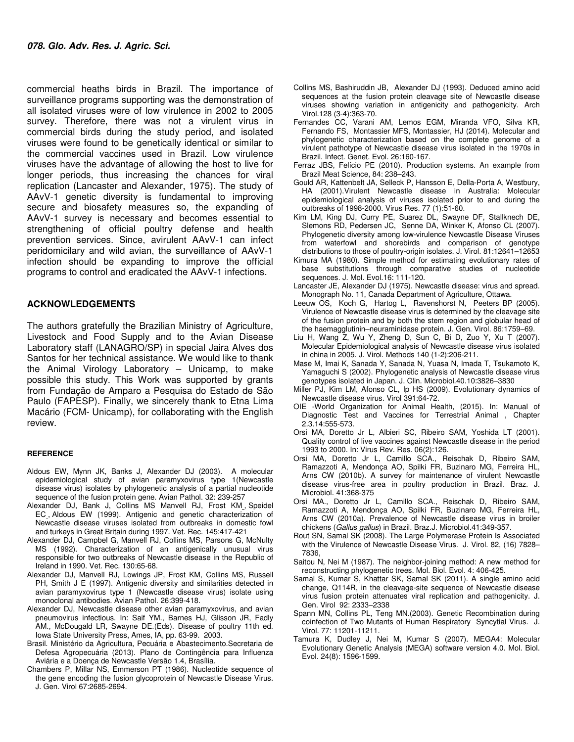commercial heaths birds in Brazil. The importance of surveillance programs supporting was the demonstration of all isolated viruses were of low virulence in 2002 to 2005 survey. Therefore, there was not a virulent virus in commercial birds during the study period, and isolated viruses were found to be genetically identical or similar to the commercial vaccines used in Brazil. Low virulence viruses have the advantage of allowing the host to live for longer periods, thus increasing the chances for viral replication (Lancaster and Alexander, 1975). The study of AAvV-1 genetic diversity is fundamental to improving secure and biosafety measures so, the expanding of AAvV-1 survey is necessary and becomes essential to strengthening of official poultry defense and health prevention services. Since, avirulent AAvV-1 can infect peridomicilary and wild avian, the surveillance of AAvV-1 infection should be expanding to improve the official programs to control and eradicated the AAvV-1 infections.

## ACKNOWLEDGEMENTS

The authors gratefully the Brazilian Ministry of Agriculture, Livestock and Food Supply and to the Avian Disease Laboratory staff (LANAGRO/SP) in special Jaira Alves dos Santos for her technical assistance. We would like to thank the Animal Virology Laboratory – Unicamp, to make possible this study. This Work was supported by grants from Fundação de Amparo a Pesquisa do Estado de São Paulo (FAPESP). Finally, we sincerely thank to Etna Lima Macário (FCM- Unicamp), for collaborating with the English review.

## REFERENCE

Aldous EW, Mynn JK, Banks J, Alexander DJ (2003). A molecular epidemiological study of avian paramyxovirus type 1(Newcastle disease virus) isolates by phylogenetic analysis of a partial nucleotide sequence of the fusion protein gene. Avian Pathol. 32: 239-257

Alexander DJ, Bank J, Collins MS Manvell RJ, Frost KM, Speidel EC, Aldous EW (1999). Antigenic and genetic characterization of Newcastle disease viruses isolated from outbreaks in domestic fowl and turkeys in Great Britain during 1997. Vet. Rec. 145:417-421

Alexander DJ, Campbel G, Manvell RJ, Collins MS, Parsons G, McNulty MS (1992). Characterization of an antigenically unusual virus responsible for two outbreaks of Newcastle disease in the Republic of Ireland in 1990. Vet. Rec. 130:65-68.

Alexander DJ, Manvell RJ, Lowings JP, Frost KM, Collins MS, Russell PH, Smith J E (1997). Antigenic diversity and similarities detected in avian paramyxovirus type 1 (Newcastle disease virus) isolate using monoclonal antibodies. Avian Pathol. 26:399-418.

Alexander DJ, Newcastle disease other avian paramyxovirus, and avian pneumovirus infectious. In: Saif YM., Barnes HJ, Glisson JR, Fadly AM., McDougald LR, Swayne DE.(Eds). Disease of poultry 11th ed. Iowa State University Press, Ames, IA, pp. 63-99. 2003.

Brasil. Ministério da Agricultura, Pecuária e Abastecimento.Secretaria de Defesa Agropecuária (2013). Plano de Contingência para Influenza Aviária e a Doença de Newcastle Versão 1.4, Brasília.

Chambers P, Millar NS, Emmerson PT (1986). Nucleotide sequence of the gene encoding the fusion glycoprotein of Newcastle Disease Virus. J. Gen. Virol 67:2685-2694.

Collins MS, Bashiruddin JB, Alexander DJ (1993). Deduced amino acid sequences at the fusion protein cleavage site of Newcastle disease viruses showing variation in antigenicity and pathogenicity. Arch Virol.128 (3-4):363-70.

Fernandes CC, Varani AM, Lemos EGM, Miranda VFO, Silva KR, Fernando FS, Montassier MFS, Montassier, HJ (2014). Molecular and phylogenetic characterization based on the complete genome of a virulent pathotype of Newcastle disease virus isolated in the 1970s in Brazil. Infect. Genet. Evol. 26:160-167.

Ferraz JBS, Felício PE (2010). Production systems. An example from Brazil Meat Science, 84: 238–243.

Gould AR, Kattenbelt JA, Selleck P, Hansson E, Della-Porta A, Westbury, HA (2001).Virulent Newcastle disease in Australia: Molecular epidemiological analysis of viruses isolated prior to and during the outbreaks of 1998-2000. Virus Res. 77 (1):51-60.

Kim LM, King DJ, Curry PE, Suarez DL, Swayne DF, Stallknech DE, Slemons RD, Pedersen JC, Senne DA, Winker K, Afonso CL (2007). Phylogenetic diversity among low-virulence Newcastle Disease Viruses from waterfowl and shorebirds and comparison of genotype distributions to those of poultry-origin isolates. J. Virol. 81:12641–12653

Kimura MA (1980). Simple method for estimating evolutionary rates of base substitutions through comparative studies of nucleotide sequences. J. Mol. Evol.16: 111-120.

Lancaster JE, Alexander DJ (1975). Newcastle disease: virus and spread. Monograph No. 11, Canada Department of Agriculture, Ottawa.

Leeuw OS, Koch G, Hartog L, Ravenshorst N, Peeters BP (2005). Virulence of Newcastle disease virus is determined by the cleavage site of the fusion protein and by both the stem region and globular head of the haemagglutinin–neuraminidase protein. J. Gen. Virol. 86:1759–69.

Liu H, Wang Z, Wu Y, Zheng D, Sun C, Bi D, Zuo Y, Xu T (2007). Molecular Epidemiological analysis of Newcastle disease virus isolated in china in 2005. J. Virol. Methods 140 (1-2):206-211.

Mase M, Imai K, Sanada Y, Sanada N, Yuasa N, Imada T, Tsukamoto K, Yamaguchi S (2002). Phylogenetic analysis of Newcastle disease virus genotypes isolated in Japan. J. Clin. Microbiol.40.10:3826–3830

Miller PJ, Kim LM, Afonso CL, Ip HS (2009). Evolutionary dynamics of Newcastle disease virus. Virol 391:64-72.

OIE -World Organization for Animal Health, (2015). In: Manual of Diagnostic Test and Vaccines for Terrestrial Animal , Chapter 2.3.14:555-573.

Orsi MA, Doretto Jr L, Albieri SC, Ribeiro SAM, Yoshida LT (2001). Quality control of live vaccines against Newcastle disease in the period 1993 to 2000. In: Virus Rev. Res. 06(2):126.

Orsi MA, Doretto Jr L, Camillo SCA., Reischak D, Ribeiro SAM, Ramazzoti A, Mendonça AO, Spilki FR, Buzinaro MG, Ferreira HL, Arns CW (2010b). A survey for maintenance of virulent Newcastle disease virus-free area in poultry production in Brazil. Braz. J. Microbiol. 41:368-375

Orsi MA., Doretto Jr L, Camillo SCA., Reischak D, Ribeiro SAM, Ramazzoti A, Mendonça AO, Spilki FR, Buzinaro MG, Ferreira HL, Arns CW (2010a). Prevalence of Newcastle disease virus in broiler chickens (*Gallus gallus*) in Brazil. Braz.J. Microbiol.41:349-357.

Rout SN, Samal SK (2008). The Large Polymerase Protein Is Associated with the Virulence of Newcastle Disease Virus. J. Virol. 82, (16) 7828–7836,

Saitou N, Nei M (1987). The neighbor-joining method: A new method for reconstructing phylogenetic trees. Mol. Biol. Evol. 4: 406-425.

Samal S, Kumar S, Khattar SK, Samal SK (2011). A single amino acid change, Q114R, in the cleavage-site sequence of Newcastle disease virus fusion protein attenuates viral replication and pathogenicity. J. Gen. Virol 92: 2333–2338

Spann MN, Collins PL, Teng MN.(2003). Genetic Recombination during coinfection of Two Mutants of Human Respiratory Syncytial Virus. J. Virol. 77: 11201-11211.

Tamura K, Dudley J, Nei M, Kumar S (2007). MEGA4: Molecular Evolutionary Genetic Analysis (MEGA) software version 4.0. Mol. Biol. Evol. 24(8): 1596-1599.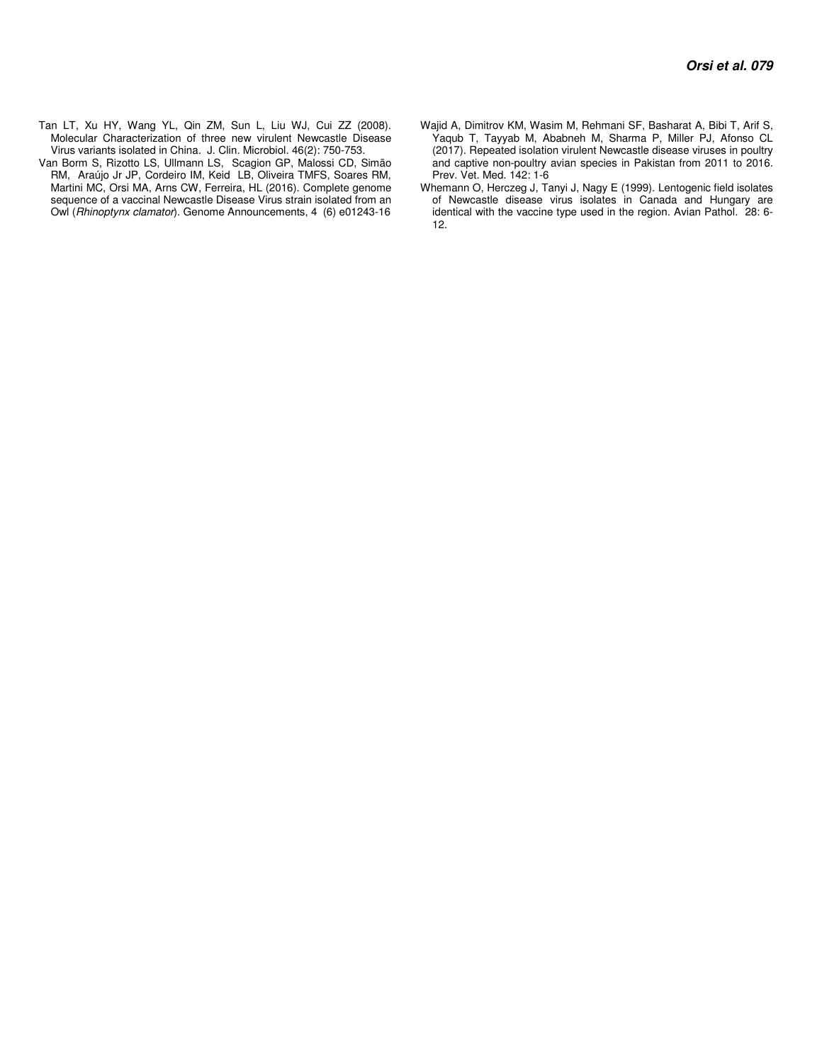Tan LT, Xu HY, Wang YL, Qin ZM, Sun L, Liu WJ, Cui ZZ (2008). Molecular Characterization of three new virulent Newcastle Disease Virus variants isolated in China. J. Clin. Microbiol. 46(2): 750-753.

Van Borm S, Rizotto LS, Ullmann LS, Scagion GP, Malossi CD, Simão RM, Araújo Jr JP, Cordeiro IM, Keid LB, Oliveira TMFS, Soares RM, Martini MC, Orsi MA, Arns CW, Ferreira, HL (2016). Complete genome sequence of a vaccinal Newcastle Disease Virus strain isolated from an Owl (*Rhinoptynx clamator*). Genome Announcements, 4 (6) e01243-16

Wajid A, Dimitrov KM, Wasim M, Rehmani SF, Basharat A, Bibi T, Arif S, Yaqub T, Tayyab M, Ababneh M, Sharma P, Miller PJ, Afonso CL (2017). Repeated isolation virulent Newcastle disease viruses in poultry and captive non-poultry avian species in Pakistan from 2011 to 2016. Prev. Vet. Med. 142: 1-6

Whemann O, Herczeg J, Tanyi J, Nagy E (1999). Lentogenic field isolates of Newcastle disease virus isolates in Canada and Hungary are identical with the vaccine type used in the region. Avian Pathol. 28: 6-12.